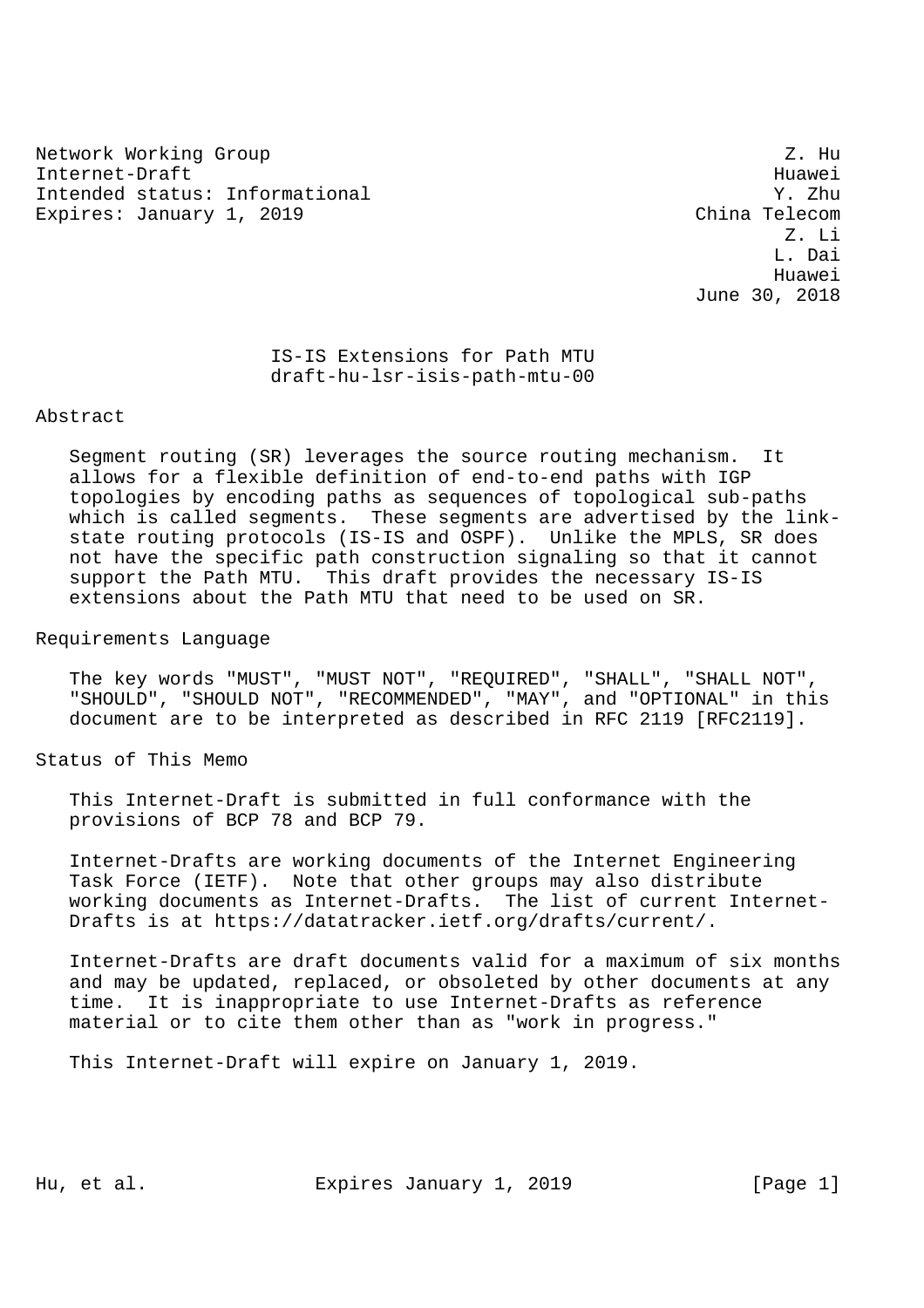Network Working Group Z. Hu
Internet-Draft Huawei
Intended status: Informational Y. Zhu
Expires: January 1, 2019 China Telecom
Z. Li
L. Dai
Huawei
June 30, 2018

# IS-IS Extensions for Path MTU
draft-hu-lsr-isis-path-mtu-00

## Abstract

Segment routing (SR) leverages the source routing mechanism. It allows for a flexible definition of end-to-end paths with IGP topologies by encoding paths as sequences of topological sub-paths which is called segments. These segments are advertised by the link-state routing protocols (IS-IS and OSPF). Unlike the MPLS, SR does not have the specific path construction signaling so that it cannot support the Path MTU. This draft provides the necessary IS-IS extensions about the Path MTU that need to be used on SR.

## Requirements Language

The key words "MUST", "MUST NOT", "REQUIRED", "SHALL", "SHALL NOT", "SHOULD", "SHOULD NOT", "RECOMMENDED", "MAY", and "OPTIONAL" in this document are to be interpreted as described in RFC 2119 [RFC2119].

## Status of This Memo

This Internet-Draft is submitted in full conformance with the provisions of BCP 78 and BCP 79.

Internet-Drafts are working documents of the Internet Engineering Task Force (IETF). Note that other groups may also distribute working documents as Internet-Drafts. The list of current Internet-Drafts is at https://datatracker.ietf.org/drafts/current/.

Internet-Drafts are draft documents valid for a maximum of six months and may be updated, replaced, or obsoleted by other documents at any time. It is inappropriate to use Internet-Drafts as reference material or to cite them other than as "work in progress."

This Internet-Draft will expire on January 1, 2019.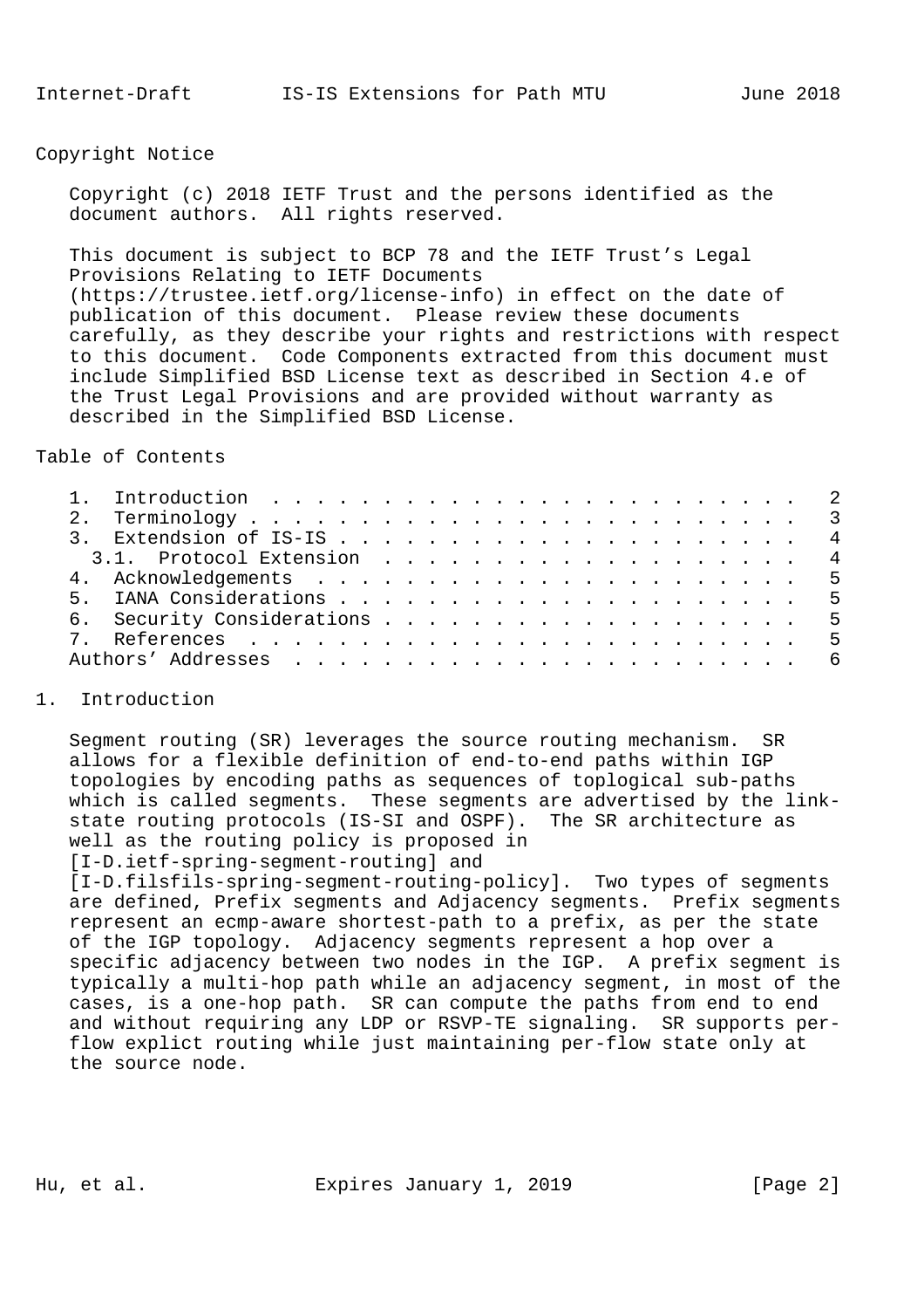## Copyright Notice

Copyright (c) 2018 IETF Trust and the persons identified as the document authors. All rights reserved.

This document is subject to BCP 78 and the IETF Trust's Legal Provisions Relating to IETF Documents (https://trustee.ietf.org/license-info) in effect on the date of publication of this document. Please review these documents carefully, as they describe your rights and restrictions with respect to this document. Code Components extracted from this document must include Simplified BSD License text as described in Section 4.e of the Trust Legal Provisions and are provided without warranty as described in the Simplified BSD License.

## Table of Contents

```
   1.  Introduction  . . . . . . . . . . . . . . . . . . . . . . . .   2
   2.  Terminology . . . . . . . . . . . . . . . . . . . . . . . . .   3
   3.  Extendsion of IS-IS . . . . . . . . . . . . . . . . . . . . .   4
     3.1.  Protocol Extension  . . . . . . . . . . . . . . . . . . .   4
   4.  Acknowledgements  . . . . . . . . . . . . . . . . . . . . . .   5
   5.  IANA Considerations . . . . . . . . . . . . . . . . . . . . .   5
   6.  Security Considerations . . . . . . . . . . . . . . . . . . .   5
   7.  References  . . . . . . . . . . . . . . . . . . . . . . . . .   5
   Authors' Addresses  . . . . . . . . . . . . . . . . . . . . . . .   6
```

## 1. Introduction

Segment routing (SR) leverages the source routing mechanism. SR allows for a flexible definition of end-to-end paths within IGP topologies by encoding paths as sequences of toplogical sub-paths which is called segments. These segments are advertised by the link-state routing protocols (IS-SI and OSPF). The SR architecture as well as the routing policy is proposed in [I-D.ietf-spring-segment-routing] and [I-D.filsfils-spring-segment-routing-policy]. Two types of segments are defined, Prefix segments and Adjacency segments. Prefix segments represent an ecmp-aware shortest-path to a prefix, as per the state of the IGP topology. Adjacency segments represent a hop over a specific adjacency between two nodes in the IGP. A prefix segment is typically a multi-hop path while an adjacency segment, in most of the cases, is a one-hop path. SR can compute the paths from end to end and without requiring any LDP or RSVP-TE signaling. SR supports per-flow explict routing while just maintaining per-flow state only at the source node.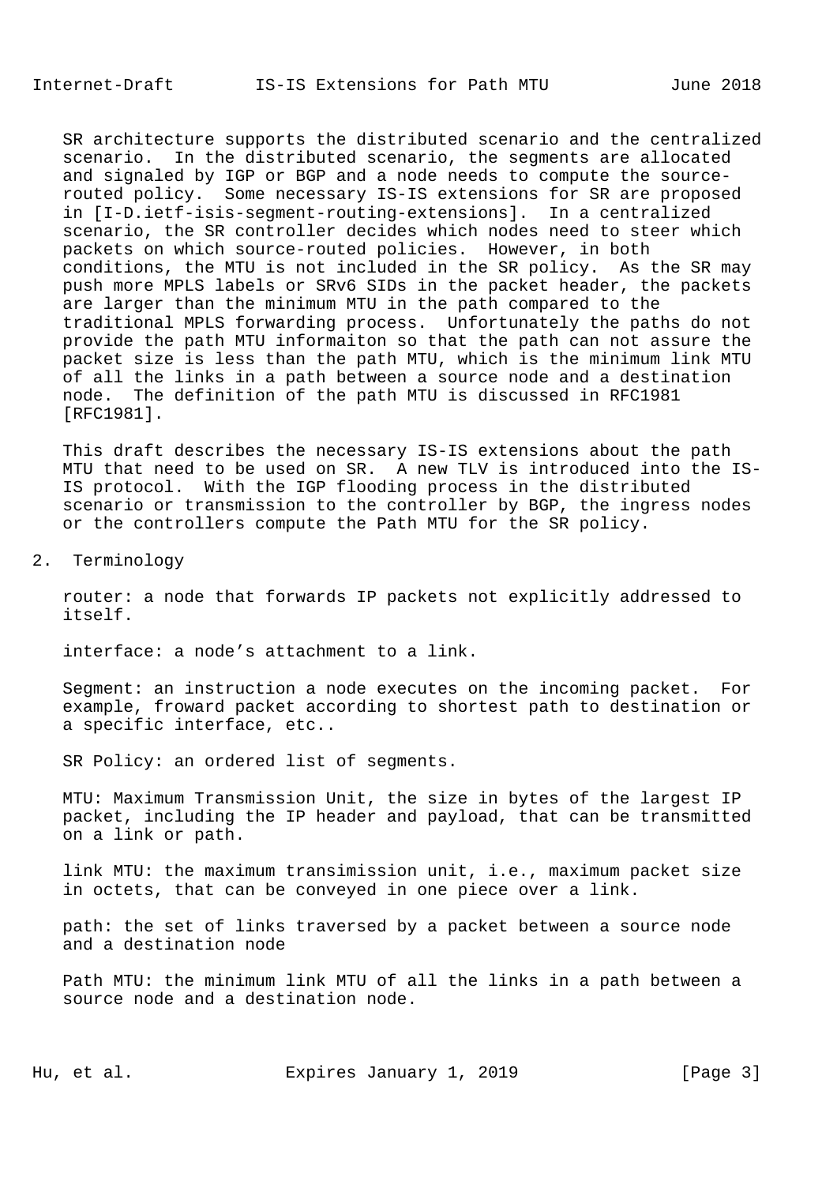SR architecture supports the distributed scenario and the centralized scenario. In the distributed scenario, the segments are allocated and signaled by IGP or BGP and a node needs to compute the source-routed policy. Some necessary IS-IS extensions for SR are proposed in [I-D.ietf-isis-segment-routing-extensions]. In a centralized scenario, the SR controller decides which nodes need to steer which packets on which source-routed policies. However, in both conditions, the MTU is not included in the SR policy. As the SR may push more MPLS labels or SRv6 SIDs in the packet header, the packets are larger than the minimum MTU in the path compared to the traditional MPLS forwarding process. Unfortunately the paths do not provide the path MTU informaiton so that the path can not assure the packet size is less than the path MTU, which is the minimum link MTU of all the links in a path between a source node and a destination node. The definition of the path MTU is discussed in RFC1981 [RFC1981].

This draft describes the necessary IS-IS extensions about the path MTU that need to be used on SR. A new TLV is introduced into the IS-IS protocol. With the IGP flooding process in the distributed scenario or transmission to the controller by BGP, the ingress nodes or the controllers compute the Path MTU for the SR policy.

## 2. Terminology

router: a node that forwards IP packets not explicitly addressed to itself.

interface: a node's attachment to a link.

Segment: an instruction a node executes on the incoming packet. For example, froward packet according to shortest path to destination or a specific interface, etc..

SR Policy: an ordered list of segments.

MTU: Maximum Transmission Unit, the size in bytes of the largest IP packet, including the IP header and payload, that can be transmitted on a link or path.

link MTU: the maximum transimission unit, i.e., maximum packet size in octets, that can be conveyed in one piece over a link.

path: the set of links traversed by a packet between a source node and a destination node

Path MTU: the minimum link MTU of all the links in a path between a source node and a destination node.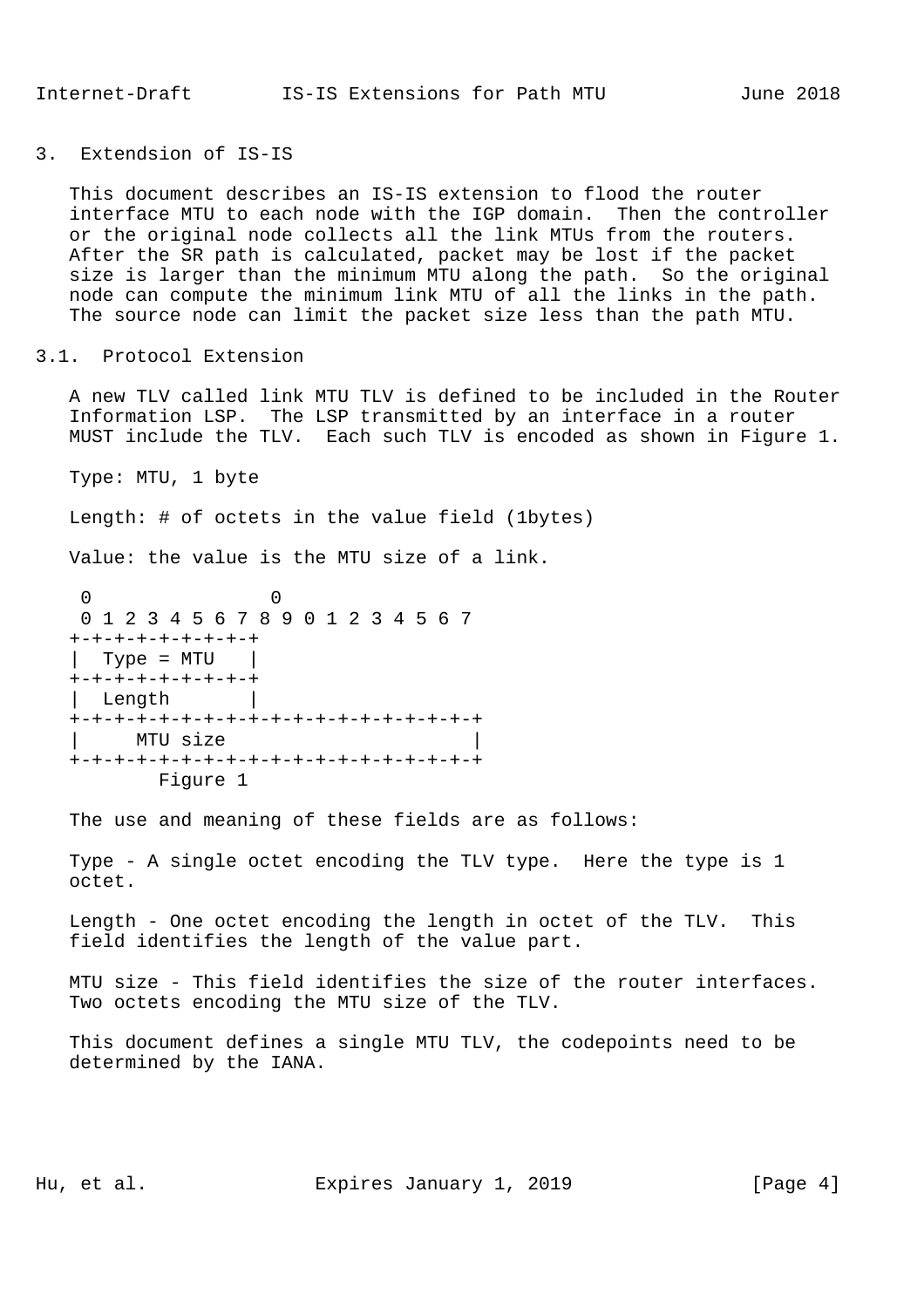## 3. Extendsion of IS-IS

This document describes an IS-IS extension to flood the router interface MTU to each node with the IGP domain. Then the controller or the original node collects all the link MTUs from the routers. After the SR path is calculated, packet may be lost if the packet size is larger than the minimum MTU along the path. So the original node can compute the minimum link MTU of all the links in the path. The source node can limit the packet size less than the path MTU.

### 3.1. Protocol Extension

A new TLV called link MTU TLV is defined to be included in the Router Information LSP. The LSP transmitted by an interface in a router MUST include the TLV. Each such TLV is encoded as shown in Figure 1.

Type: MTU, 1 byte

Length: # of octets in the value field (1bytes)

Value: the value is the MTU size of a link.

```
 0               0
 0 1 2 3 4 5 6 7 8 9 0 1 2 3 4 5 6 7
+-+-+-+-+-+-+-+-+
|  Type = MTU   |
+-+-+-+-+-+-+-+-+
|  Length       |
+-+-+-+-+-+-+-+-+-+-+-+-+-+-+-+-+-+-+
|     MTU size                      |
+-+-+-+-+-+-+-+-+-+-+-+-+-+-+-+-+-+-+
        Figure 1
```

The use and meaning of these fields are as follows:

Type - A single octet encoding the TLV type. Here the type is 1 octet.

Length - One octet encoding the length in octet of the TLV. This field identifies the length of the value part.

MTU size - This field identifies the size of the router interfaces. Two octets encoding the MTU size of the TLV.

This document defines a single MTU TLV, the codepoints need to be determined by the IANA.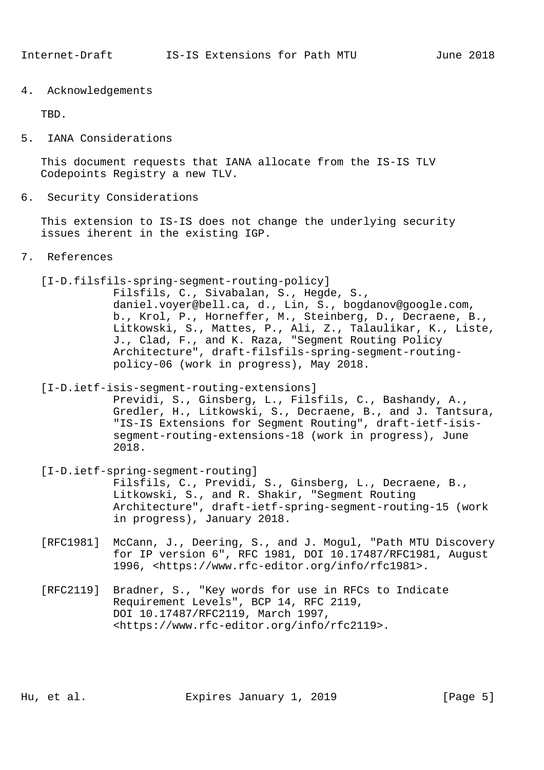## 4. Acknowledgements

TBD.

## 5. IANA Considerations

This document requests that IANA allocate from the IS-IS TLV Codepoints Registry a new TLV.

## 6. Security Considerations

This extension to IS-IS does not change the underlying security issues iherent in the existing IGP.

## 7. References

[I-D.filsfils-spring-segment-routing-policy]
Filsfils, C., Sivabalan, S., Hegde, S., daniel.voyer@bell.ca, d., Lin, S., bogdanov@google.com, b., Krol, P., Horneffer, M., Steinberg, D., Decraene, B., Litkowski, S., Mattes, P., Ali, Z., Talaulikar, K., Liste, J., Clad, F., and K. Raza, "Segment Routing Policy Architecture", draft-filsfils-spring-segment-routing-policy-06 (work in progress), May 2018.

[I-D.ietf-isis-segment-routing-extensions]
Previdi, S., Ginsberg, L., Filsfils, C., Bashandy, A., Gredler, H., Litkowski, S., Decraene, B., and J. Tantsura, "IS-IS Extensions for Segment Routing", draft-ietf-isis-segment-routing-extensions-18 (work in progress), June 2018.

[I-D.ietf-spring-segment-routing]
Filsfils, C., Previdi, S., Ginsberg, L., Decraene, B., Litkowski, S., and R. Shakir, "Segment Routing Architecture", draft-ietf-spring-segment-routing-15 (work in progress), January 2018.

[RFC1981] McCann, J., Deering, S., and J. Mogul, "Path MTU Discovery for IP version 6", RFC 1981, DOI 10.17487/RFC1981, August 1996, <https://www.rfc-editor.org/info/rfc1981>.

[RFC2119] Bradner, S., "Key words for use in RFCs to Indicate Requirement Levels", BCP 14, RFC 2119, DOI 10.17487/RFC2119, March 1997, <https://www.rfc-editor.org/info/rfc2119>.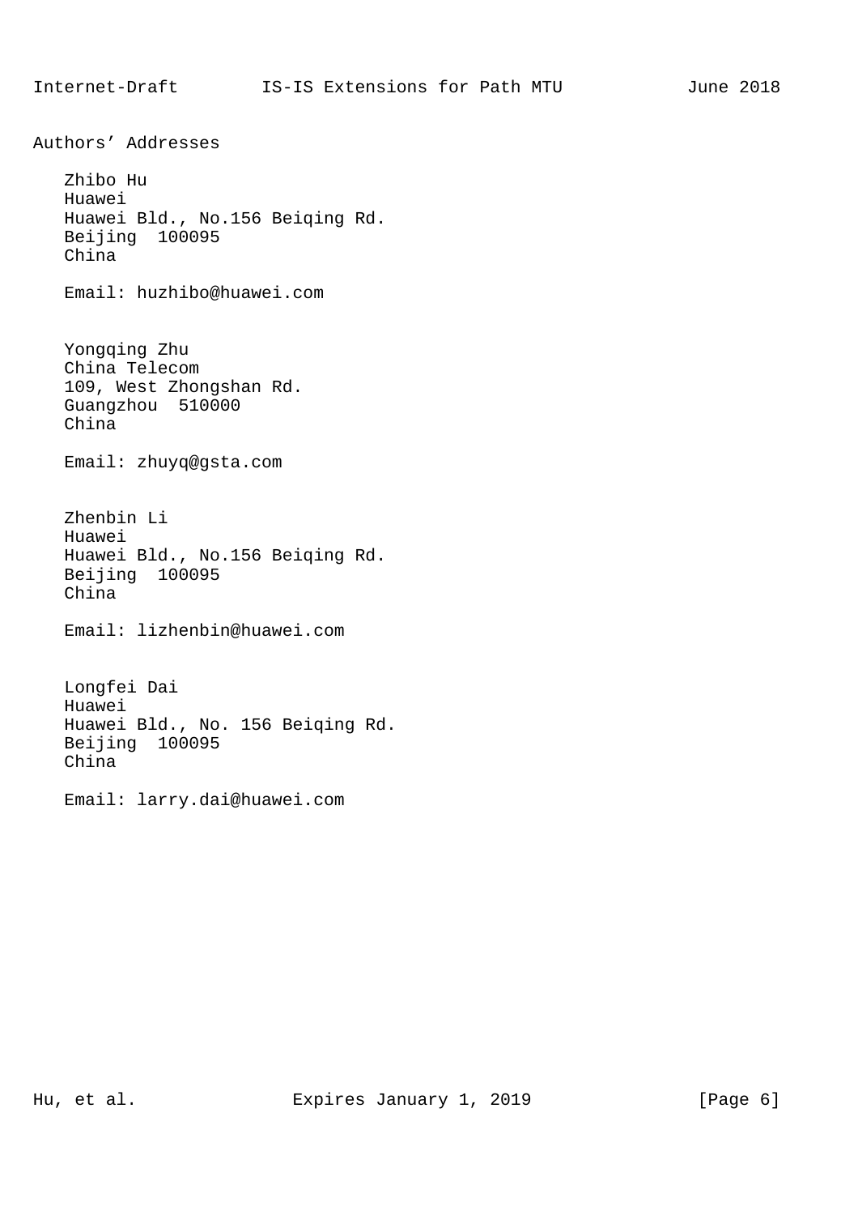## Authors' Addresses

Zhibo Hu
Huawei
Huawei Bld., No.156 Beiqing Rd.
Beijing 100095
China

Email: huzhibo@huawei.com

Yongqing Zhu
China Telecom
109, West Zhongshan Rd.
Guangzhou 510000
China

Email: zhuyq@gsta.com

Zhenbin Li
Huawei
Huawei Bld., No.156 Beiqing Rd.
Beijing 100095
China

Email: lizhenbin@huawei.com

Longfei Dai
Huawei
Huawei Bld., No. 156 Beiqing Rd.
Beijing 100095
China

Email: larry.dai@huawei.com